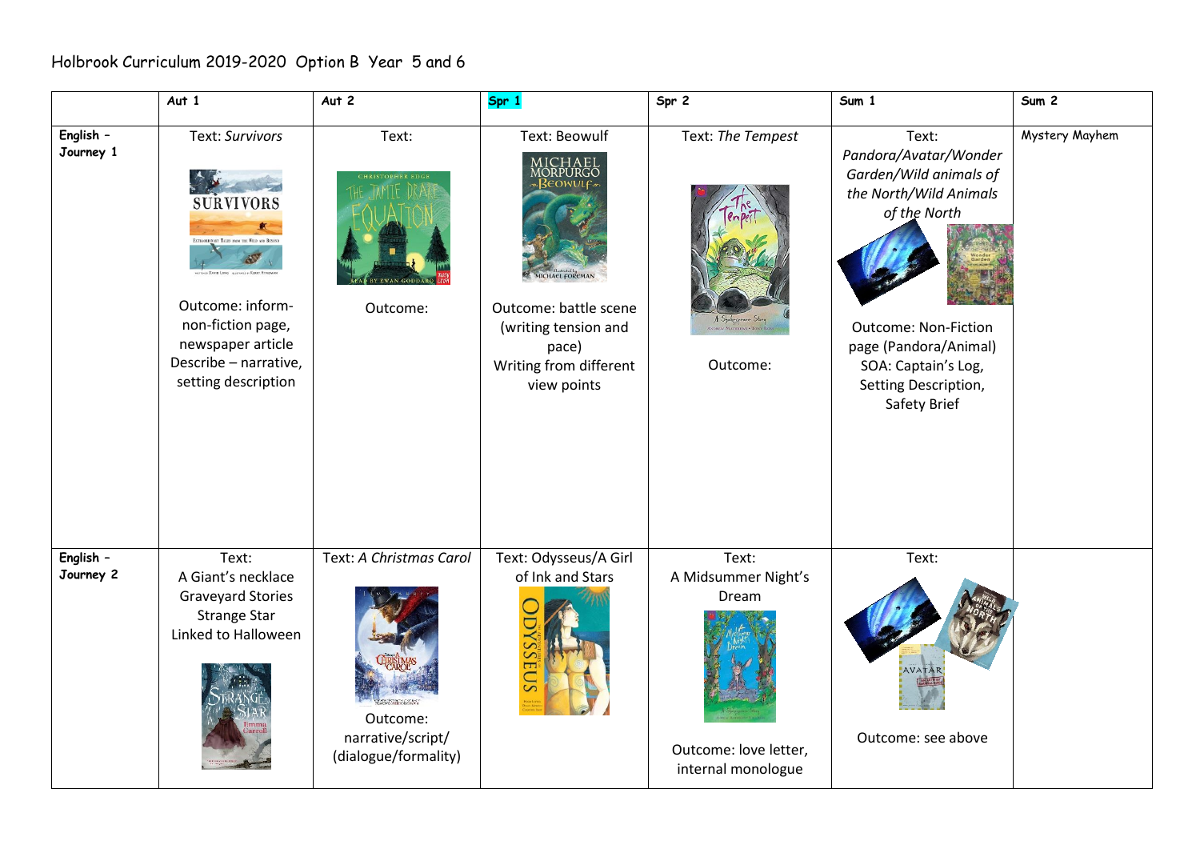Holbrook Curriculum 2019-2020 Option B Year 5 and 6

| | Aut 1 | Aut 2 | Spr 1 | Spr 2 | Sum 1 | Sum 2 |
|---|---|---|---|---|---|---|
| English – Journey 1 | Text: *Survivors*<br><br>Outcome: inform- non-fiction page, newspaper article Describe – narrative, setting description | Text:<br><br>Outcome: | Text: Beowulf<br><br>Outcome: battle scene (writing tension and pace)<br>Writing from different view points | Text: *The Tempest*<br><br>Outcome: | Text: *Pandora/Avatar/Wonder Garden/Wild animals of the North/Wild Animals of the North*<br><br>Outcome: Non-Fiction page (Pandora/Animal) SOA: Captain's Log, Setting Description, Safety Brief | Mystery Mayhem |
| English – Journey 2 | Text:<br>A Giant's necklace<br>Graveyard Stories<br>Strange Star<br>Linked to Halloween | Text: *A Christmas Carol*<br><br>Outcome: narrative/script/ (dialogue/formality) | Text: Odysseus/A Girl of Ink and Stars | Text:<br>A Midsummer Night's Dream<br><br>Outcome: love letter, internal monologue | Text:<br><br>Outcome: see above | |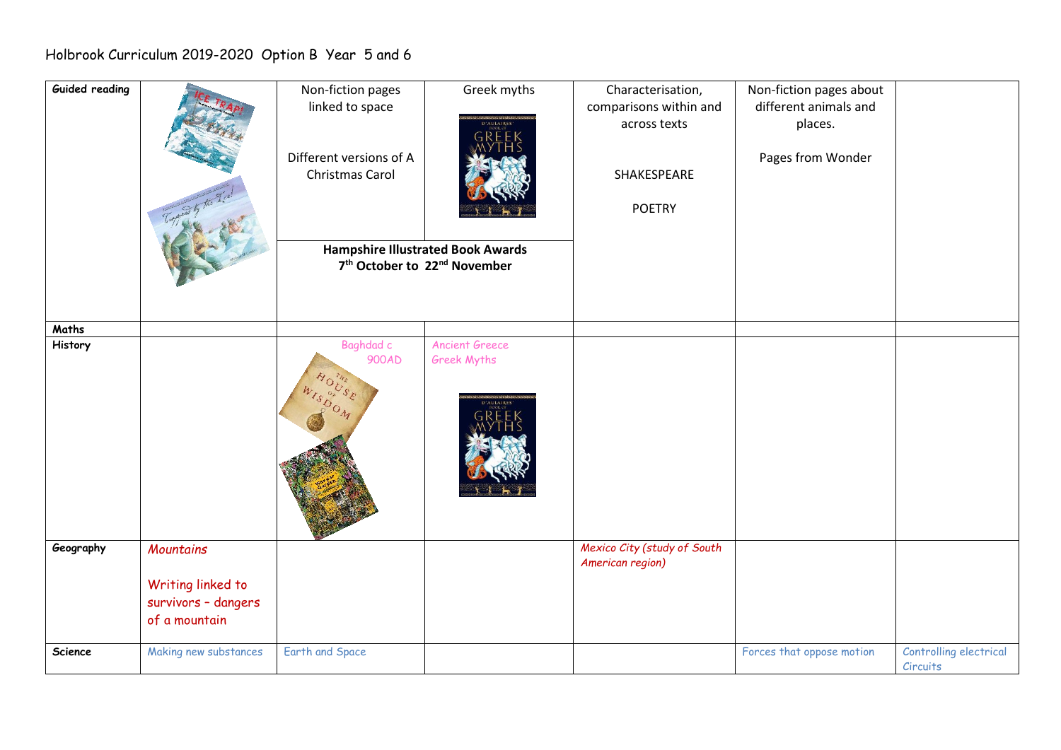Holbrook Curriculum 2019-2020 Option B Year 5 and 6

| | | | | | | |
|---|---|---|---|---|---|---|
| **Guided reading** | | Non-fiction pages linked to space<br><br>Different versions of A Christmas Carol<br><br>**Hampshire Illustrated Book Awards 7th October to 22nd November** | Greek myths | Characterisation, comparisons within and across texts<br><br>SHAKESPEARE<br><br>POETRY | Non-fiction pages about different animals and places.<br><br>Pages from Wonder | |
| **Maths** | | | | | | |
| **History** | | Baghdad c 900AD | Ancient Greece<br>Greek Myths | | | |
| **Geography** | *Mountains*<br><br>*Writing linked to survivors – dangers of a mountain* | | | *Mexico City (study of South American region)* | | |
| **Science** | Making new substances | Earth and Space | | | Forces that oppose motion | Controlling electrical Circuits |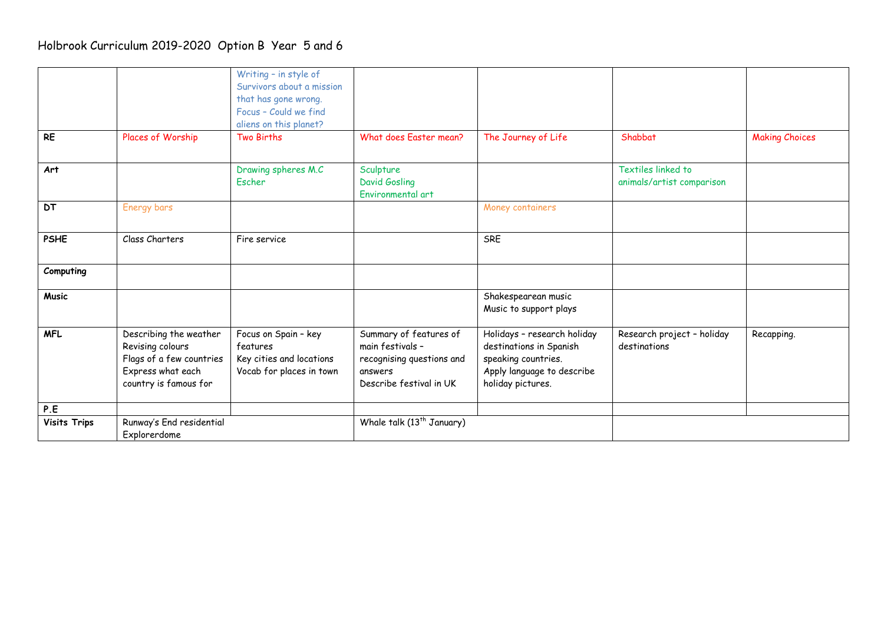# Holbrook Curriculum 2019-2020 Option B Year 5 and 6

| | | | | | | |
|---|---|---|---|---|---|---|
| | | Writing – in style of Survivors about a mission that has gone wrong. Focus – Could we find aliens on this planet? | | | | |
| **RE** | Places of Worship | Two Births | What does Easter mean? | The Journey of Life | Shabbat | Making Choices |
| **Art** | | Drawing spheres M.C Escher | Sculpture David Gosling Environmental art | | Textiles linked to animals/artist comparison | |
| **DT** | Energy bars | | | Money containers | | |
| **PSHE** | Class Charters | Fire service | | SRE | | |
| **Computing** | | | | | | |
| **Music** | | | | Shakespearean music Music to support plays | | |
| **MFL** | Describing the weather Revising colours Flags of a few countries Express what each country is famous for | Focus on Spain – key features Key cities and locations Vocab for places in town | Summary of features of main festivals – recognising questions and answers Describe festival in UK | Holidays – research holiday destinations in Spanish speaking countries. Apply language to describe holiday pictures. | Research project – holiday destinations | Recapping. |
| **P.E** | | | | | | |
| **Visits Trips** | Runway's End residential Explorerdome | | Whale talk (13th January) | | | |